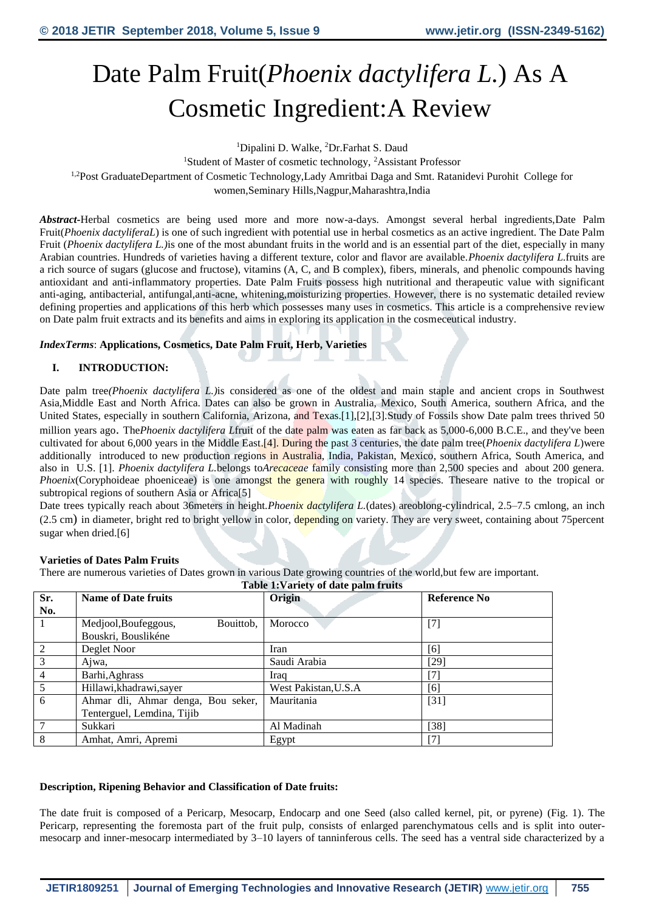# Date Palm Fruit(*Phoenix dactylifera L.*) As A Cosmetic Ingredient:A Review

[1]Dipalini D. Walke, [2]Dr.Farhat S. Daud

[1]Student of Master of cosmetic technology, [2]Assistant Professor

[1,2]Post GraduateDepartment of Cosmetic Technology,Lady Amritbai Daga and Smt. Ratanidevi Purohit College for women,Seminary Hills,Nagpur,Maharashtra,India

***Abstract-***Herbal cosmetics are being used more and more now-a-days. Amongst several herbal ingredients,Date Palm Fruit(*Phoenix dactyliferaL*) is one of such ingredient with potential use in herbal cosmetics as an active ingredient. The Date Palm Fruit (*Phoenix dactylifera L.)*is one of the most abundant fruits in the world and is an essential part of the diet, especially in many Arabian countries. Hundreds of varieties having a different texture, color and flavor are available.*Phoenix dactylifera L.*fruits are a rich source of sugars (glucose and fructose), vitamins (A, C, and B complex), fibers, minerals, and phenolic compounds having antioxidant and anti-inflammatory properties. Date Palm Fruits possess high nutritional and therapeutic value with significant anti-aging, antibacterial, antifungal,anti-acne, whitening,moisturizing properties. However, there is no systematic detailed review defining properties and applications of this herb which possesses many uses in cosmetics. This article is a comprehensive review on Date palm fruit extracts and its benefits and aims in exploring its application in the cosmeceutical industry.

***IndexTerms***: **Applications, Cosmetics, Date Palm Fruit, Herb, Varieties**

## I. INTRODUCTION:

Date palm tree*(Phoenix dactylifera L.)*is considered as one of the oldest and main staple and ancient crops in Southwest Asia,Middle East and North Africa. Dates can also be grown in Australia, Mexico, South America, southern Africa, and the United States, especially in southern California, Arizona, and Texas.[1],[2],[3].Study of Fossils show Date palm trees thrived 50 million years ago. The*Phoenix dactylifera L*fruit of the date palm was eaten as far back as 5,000-6,000 B.C.E., and they've been cultivated for about 6,000 years in the Middle East.[4]. During the past 3 centuries, the date palm tree(*Phoenix dactylifera L*)were additionally introduced to new production regions in Australia, India, Pakistan, Mexico, southern Africa, South America, and also in U.S. [1]. *Phoenix dactylifera L.*belongs to*Arecaceae* family consisting more than 2,500 species and about 200 genera. *Phoenix*(Coryphoideae phoeniceae) is one amongst the genera with roughly 14 species. Theseare native to the tropical or subtropical regions of southern Asia or Africa[5]

Date trees typically reach about 36meters in height.*Phoenix dactylifera L.*(dates) areoblong-cylindrical, 2.5–7.5 cmlong, an inch (2.5 cm) in diameter, bright red to bright yellow in color, depending on variety. They are very sweet, containing about 75percent sugar when dried.[6]

**Varieties of Dates Palm Fruits**

There are numerous varieties of Dates grown in various Date growing countries of the world,but few are important.

**Table 1:Variety of date palm fruits**

| Sr. No. | Name of Date fruits | Origin | Reference No |
|---|---|---|---|
| 1 | Medjool,Boufeggous, Bouittob, Bouskri, Bouslikéne | Morocco | [7] |
| 2 | Deglet Noor | Iran | [6] |
| 3 | Ajwa, | Saudi Arabia | [29] |
| 4 | Barhi,Aghrass | Iraq | [7] |
| 5 | Hillawi,khadrawi,sayer | West Pakistan,U.S.A | [6] |
| 6 | Ahmar dli, Ahmar denga, Bou seker, Tenterguel, Lemdina, Tijib | Mauritania | [31] |
| 7 | Sukkari | Al Madinah | [38] |
| 8 | Amhat, Amri, Apremi | Egypt | [7] |

**Description, Ripening Behavior and Classification of Date fruits:**

The date fruit is composed of a Pericarp, Mesocarp, Endocarp and one Seed (also called kernel, pit, or pyrene) (Fig. 1). The Pericarp, representing the foremosta part of the fruit pulp, consists of enlarged parenchymatous cells and is split into outer-mesocarp and inner-mesocarp intermediated by 3–10 layers of tanninferous cells. The seed has a ventral side characterized by a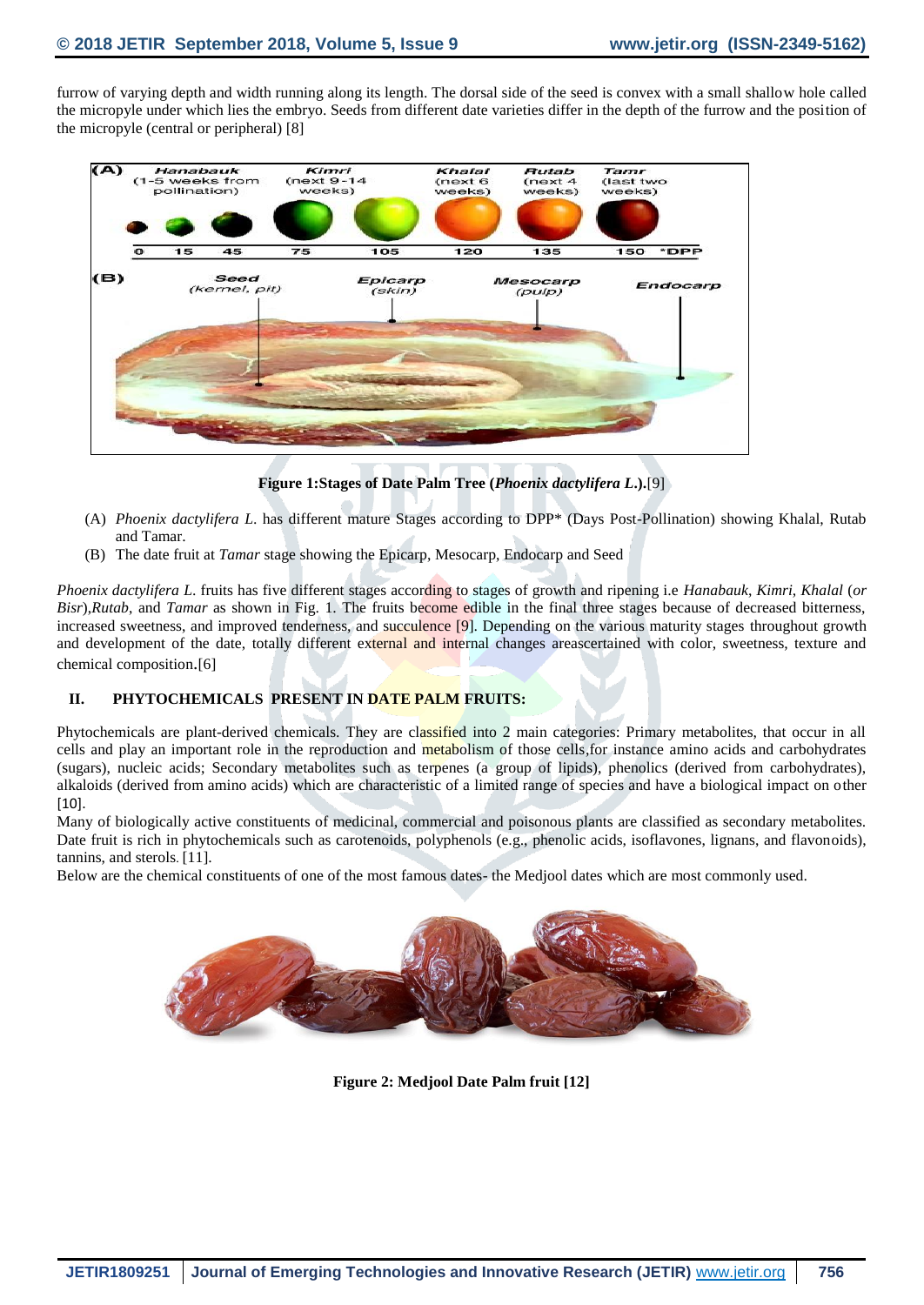furrow of varying depth and width running along its length. The dorsal side of the seed is convex with a small shallow hole called the micropyle under which lies the embryo. Seeds from different date varieties differ in the depth of the furrow and the position of the micropyle (central or peripheral) [8]

**Figure 1:Stages of Date Palm Tree (*Phoenix dactylifera L.*).**[9]

(A) *Phoenix dactylifera L.* has different mature Stages according to DPP* (Days Post-Pollination) showing Khalal, Rutab and Tamar.

(B) The date fruit at *Tamar* stage showing the Epicarp, Mesocarp, Endocarp and Seed

*Phoenix dactylifera L.* fruits has five different stages according to stages of growth and ripening i.e *Hanabauk*, *Kimri*, *Khalal* (*or Bisr*),*Rutab*, and *Tamar* as shown in Fig. 1. The fruits become edible in the final three stages because of decreased bitterness, increased sweetness, and improved tenderness, and succulence [9]. Depending on the various maturity stages throughout growth and development of the date, totally different external and internal changes areascertained with color, sweetness, texture and chemical composition.[6]

## II. PHYTOCHEMICALS PRESENT IN DATE PALM FRUITS:

Phytochemicals are plant-derived chemicals. They are classified into 2 main categories: Primary metabolites, that occur in all cells and play an important role in the reproduction and metabolism of those cells,for instance amino acids and carbohydrates (sugars), nucleic acids; Secondary metabolites such as terpenes (a group of lipids), phenolics (derived from carbohydrates), alkaloids (derived from amino acids) which are characteristic of a limited range of species and have a biological impact on other [10].

Many of biologically active constituents of medicinal, commercial and poisonous plants are classified as secondary metabolites. Date fruit is rich in phytochemicals such as carotenoids, polyphenols (e.g., phenolic acids, isoflavones, lignans, and flavonoids), tannins, and sterols. [11].

Below are the chemical constituents of one of the most famous dates- the Medjool dates which are most commonly used.

**Figure 2: Medjool Date Palm fruit [12]**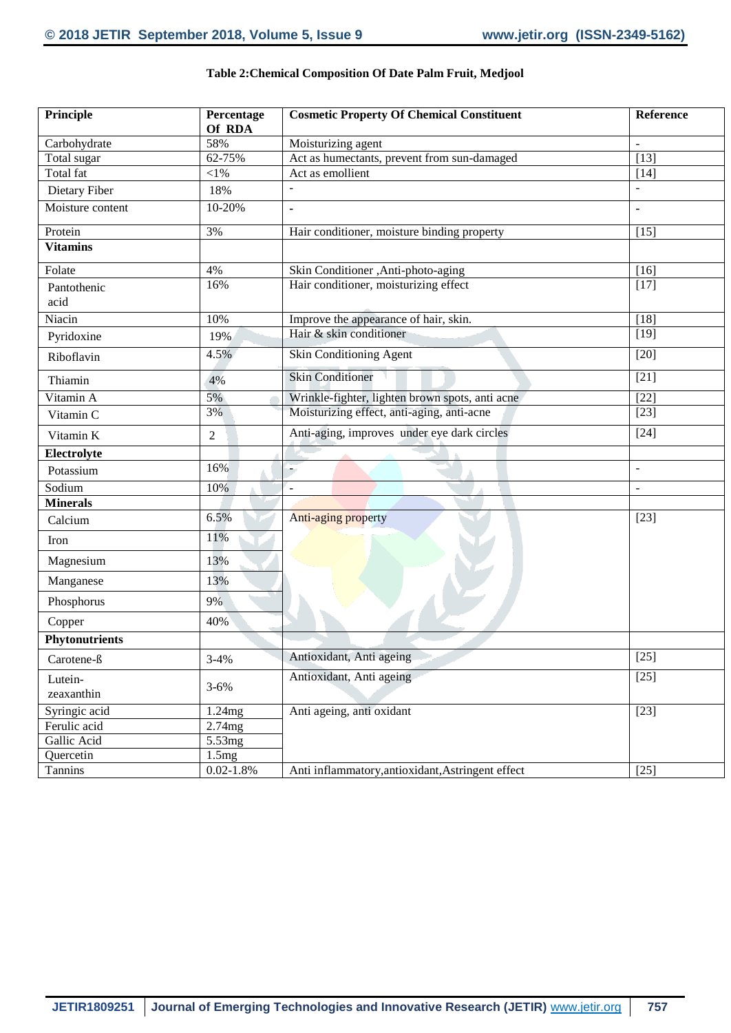**Table 2:Chemical Composition Of Date Palm Fruit, Medjool**

| Principle | Percentage Of RDA | Cosmetic Property Of Chemical Constituent | Reference |
|---|---|---|---|
| Carbohydrate | 58% | Moisturizing agent | - |
| Total sugar | 62-75% | Act as humectants, prevent from sun-damaged | [13] |
| Total fat | <1% | Act as emollient | [14] |
| Dietary Fiber | 18% | - | - |
| Moisture content | 10-20% | - | - |
| Protein | 3% | Hair conditioner, moisture binding property | [15] |
| **Vitamins** | | | |
| Folate | 4% | Skin Conditioner ,Anti-photo-aging | [16] |
| Pantothenic acid | 16% | Hair conditioner, moisturizing effect | [17] |
| Niacin | 10% | Improve the appearance of hair, skin. | [18] |
| Pyridoxine | 19% | Hair & skin conditioner | [19] |
| Riboflavin | 4.5% | Skin Conditioning Agent | [20] |
| Thiamin | 4% | Skin Conditioner | [21] |
| Vitamin A | 5% | Wrinkle-fighter, lighten brown spots, anti acne | [22] |
| Vitamin C | 3% | Moisturizing effect, anti-aging, anti-acne | [23] |
| Vitamin K | 2 | Anti-aging, improves under eye dark circles | [24] |
| **Electrolyte** | | | |
| Potassium | 16% | - | - |
| Sodium | 10% | - | - |
| **Minerals** | | | |
| Calcium | 6.5% | Anti-aging property | [23] |
| Iron | 11% | | |
| Magnesium | 13% | | |
| Manganese | 13% | | |
| Phosphorus | 9% | | |
| Copper | 40% | | |
| **Phytonutrients** | | | |
| Carotene-ß | 3-4% | Antioxidant, Anti ageing | [25] |
| Lutein-zeaxanthin | 3-6% | Antioxidant, Anti ageing | [25] |
| Syringic acid | 1.24mg | Anti ageing, anti oxidant | [23] |
| Ferulic acid | 2.74mg | | |
| Gallic Acid | 5.53mg | | |
| Quercetin | 1.5mg | | |
| Tannins | 0.02-1.8% | Anti inflammatory,antioxidant,Astringent effect | [25] |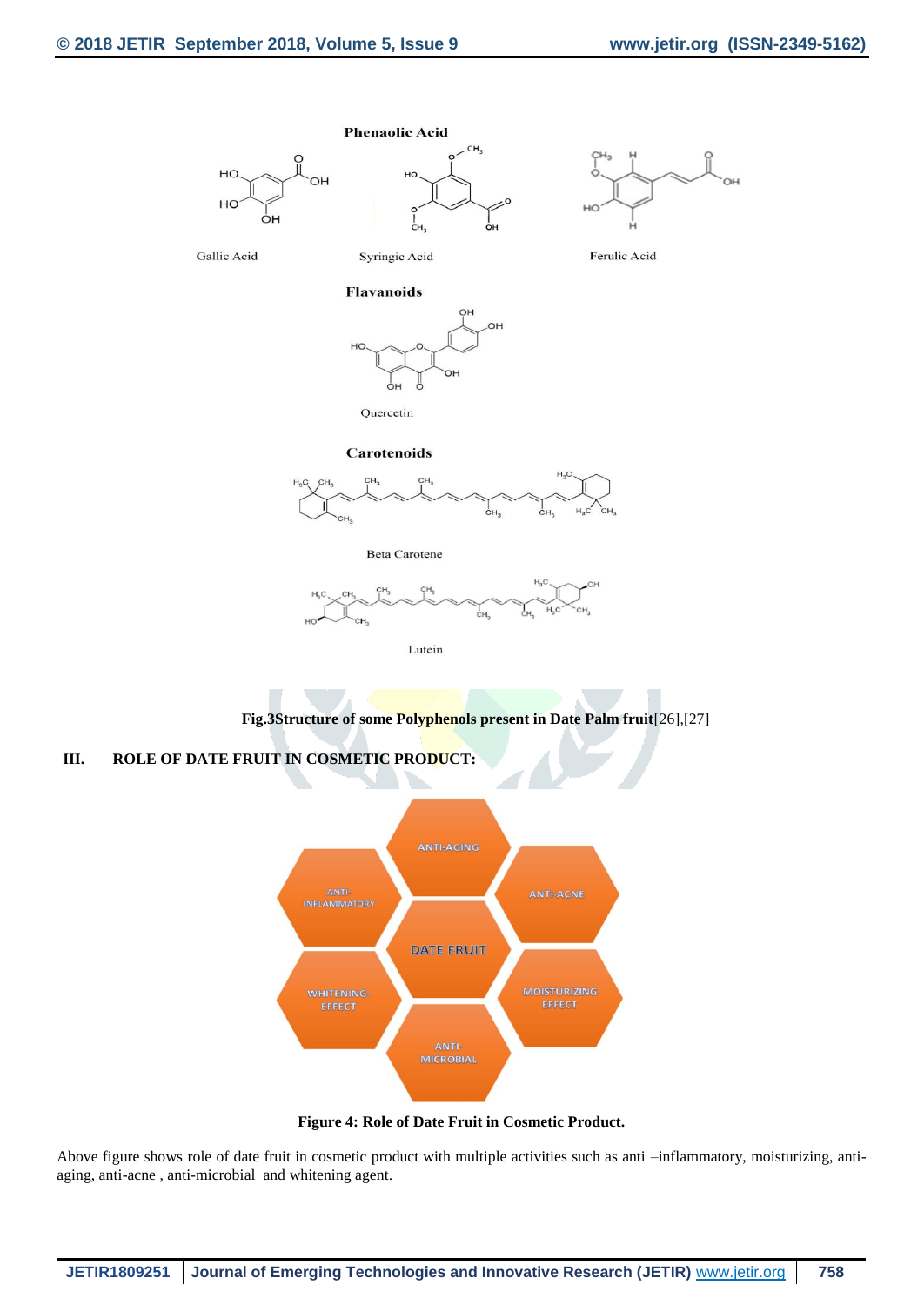Fig.3Structure of some Polyphenols present in Date Palm fruit[26],[27]

### III. ROLE OF DATE FRUIT IN COSMETIC PRODUCT:

Figure 4: Role of Date Fruit in Cosmetic Product.

Above figure shows role of date fruit in cosmetic product with multiple activities such as anti –inflammatory, moisturizing, anti-aging, anti-acne , anti-microbial and whitening agent.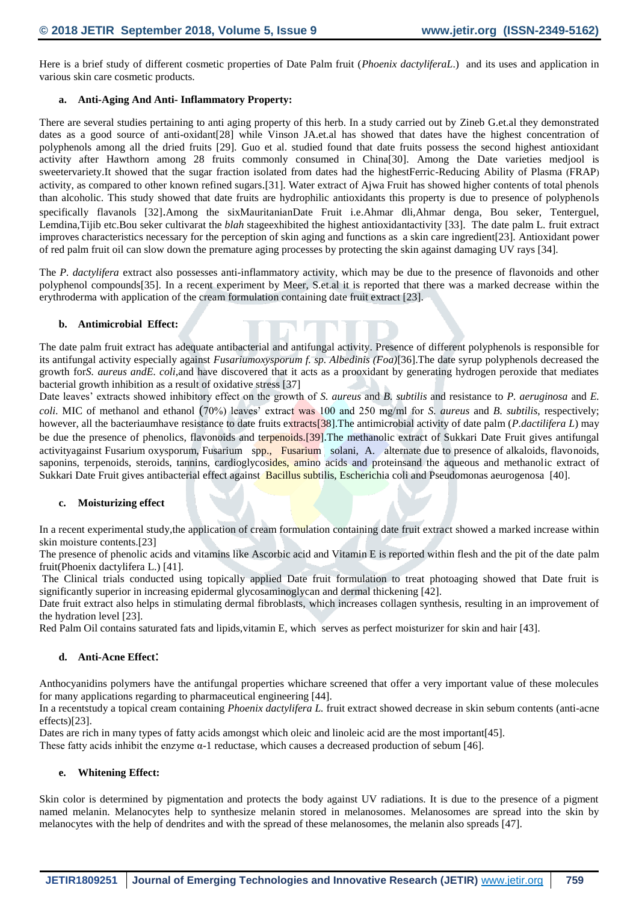Here is a brief study of different cosmetic properties of Date Palm fruit (*Phoenix dactyliferaL.*) and its uses and application in various skin care cosmetic products.

### a. Anti-Aging And Anti- Inflammatory Property:

There are several studies pertaining to anti aging property of this herb. In a study carried out by Zineb G.et.al they demonstrated dates as a good source of anti-oxidant[28] while Vinson JA.et.al has showed that dates have the highest concentration of polyphenols among all the dried fruits [29]. Guo et al. studied found that date fruits possess the second highest antioxidant activity after Hawthorn among 28 fruits commonly consumed in China[30]. Among the Date varieties medjool is sweetervariety.It showed that the sugar fraction isolated from dates had the highestFerric-Reducing Ability of Plasma (FRAP) activity, as compared to other known refined sugars.[31]. Water extract of Ajwa Fruit has showed higher contents of total phenols than alcoholic. This study showed that date fruits are hydrophilic antioxidants this property is due to presence of polyphenols specifically flavanols [32].Among the sixMauritanianDate Fruit i.e.Ahmar dli,Ahmar denga, Bou seker, Tenterguel, Lemdina,Tijib etc.Bou seker cultivarat the *blah* stageexhibited the highest antioxidantactivity [33]. The date palm L. fruit extract improves characteristics necessary for the perception of skin aging and functions as a skin care ingredient[23]. Antioxidant power of red palm fruit oil can slow down the premature aging processes by protecting the skin against damaging UV rays [34].

The *P. dactylifera* extract also possesses anti-inflammatory activity, which may be due to the presence of flavonoids and other polyphenol compounds[35]. In a recent experiment by Meer, S.et.al it is reported that there was a marked decrease within the erythroderma with application of the cream formulation containing date fruit extract [23].

### b. Antimicrobial Effect:

The date palm fruit extract has adequate antibacterial and antifungal activity. Presence of different polyphenols is responsible for its antifungal activity especially against *Fusariumoxysporum f. sp. Albedinis (Foa)*[36].The date syrup polyphenols decreased the growth for*S. aureus andE. coli*,and have discovered that it acts as a prooxidant by generating hydrogen peroxide that mediates bacterial growth inhibition as a result of oxidative stress [37]

Date leaves' extracts showed inhibitory effect on the growth of *S. aureus* and *B. subtilis* and resistance to *P. aeruginosa* and *E. coli.* MIC of methanol and ethanol (70%) leaves' extract was 100 and 250 mg/ml for *S. aureus* and *B. subtilis*, respectively; however, all the bacteriaumhave resistance to date fruits extracts[38].The antimicrobial activity of date palm (*P.dactilifera L*) may be due the presence of phenolics, flavonoids and terpenoids.[39].The methanolic extract of Sukkari Date Fruit gives antifungal activityagainst Fusarium oxysporum, Fusarium spp., Fusarium solani, A. alternate due to presence of alkaloids, flavonoids, saponins, terpenoids, steroids, tannins, cardioglycosides, amino acids and proteinsand the aqueous and methanolic extract of Sukkari Date Fruit gives antibacterial effect against Bacillus subtilis, Escherichia coli and Pseudomonas aeurogenosa [40].

### c. Moisturizing effect

In a recent experimental study,the application of cream formulation containing date fruit extract showed a marked increase within skin moisture contents.[23]

The presence of phenolic acids and vitamins like Ascorbic acid and Vitamin E is reported within flesh and the pit of the date palm fruit(Phoenix dactylifera L.) [41].

The Clinical trials conducted using topically applied Date fruit formulation to treat photoaging showed that Date fruit is significantly superior in increasing epidermal glycosaminoglycan and dermal thickening [42].

Date fruit extract also helps in stimulating dermal fibroblasts, which increases collagen synthesis, resulting in an improvement of the hydration level [23].

Red Palm Oil contains saturated fats and lipids,vitamin E, which serves as perfect moisturizer for skin and hair [43].

### d. Anti-Acne Effect:

Anthocyanidins polymers have the antifungal properties whichare screened that offer a very important value of these molecules for many applications regarding to pharmaceutical engineering [44].

In a recentstudy a topical cream containing *Phoenix dactylifera L.* fruit extract showed decrease in skin sebum contents (anti-acne effects)[23].

Dates are rich in many types of fatty acids amongst which oleic and linoleic acid are the most important[45].

These fatty acids inhibit the enzyme α-1 reductase, which causes a decreased production of sebum [46].

### e. Whitening Effect:

Skin color is determined by pigmentation and protects the body against UV radiations. It is due to the presence of a pigment named melanin. Melanocytes help to synthesize melanin stored in melanosomes. Melanosomes are spread into the skin by melanocytes with the help of dendrites and with the spread of these melanosomes, the melanin also spreads [47].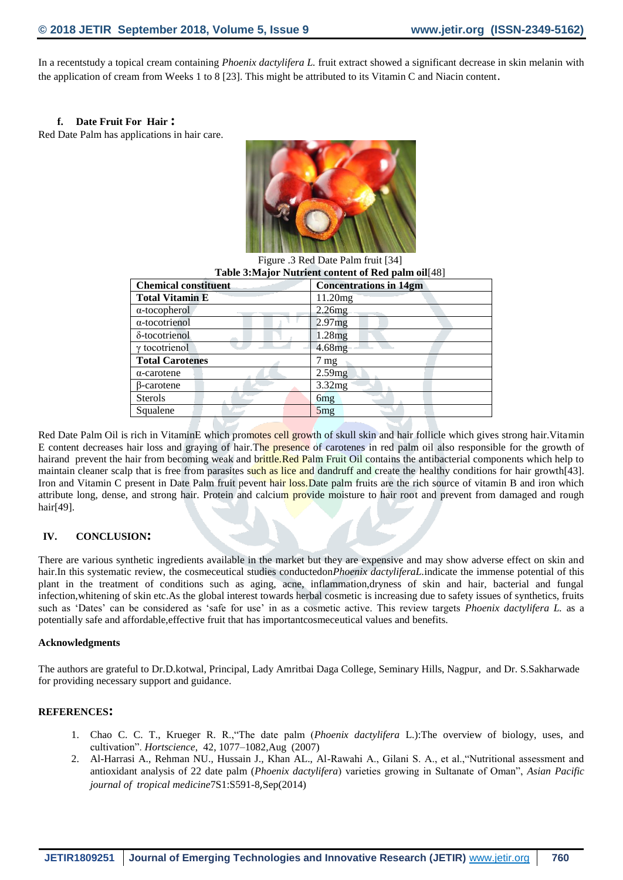In a recentstudy a topical cream containing *Phoenix dactylifera L.* fruit extract showed a significant decrease in skin melanin with the application of cream from Weeks 1 to 8 [23]. This might be attributed to its Vitamin C and Niacin content.

### f. Date Fruit For Hair :

Red Date Palm has applications in hair care.

Figure .3 Red Date Palm fruit [34]

**Table 3:Major Nutrient content of Red palm oil**[48]

| **Chemical constituent** | **Concentrations in 14gm** |
|---|---|
| **Total Vitamin E** | 11.20mg |
| α-tocopherol | 2.26mg |
| α-tocotrienol | 2.97mg |
| δ-tocotrienol | 1.28mg |
| γ tocotrienol | 4.68mg |
| **Total Carotenes** | 7 mg |
| α-carotene | 2.59mg |
| β-carotene | 3.32mg |
| Sterols | 6mg |
| Squalene | 5mg |

Red Date Palm Oil is rich in VitaminE which promotes cell growth of skull skin and hair follicle which gives strong hair.Vitamin E content decreases hair loss and graying of hair.The presence of carotenes in red palm oil also responsible for the growth of hairand prevent the hair from becoming weak and brittle.Red Palm Fruit Oil contains the antibacterial components which help to maintain cleaner scalp that is free from parasites such as lice and dandruff and create the healthy conditions for hair growth[43]. Iron and Vitamin C present in Date Palm fruit pevent hair loss.Date palm fruits are the rich source of vitamin B and iron which attribute long, dense, and strong hair. Protein and calcium provide moisture to hair root and prevent from damaged and rough hair[49].

## IV. CONCLUSION:

There are various synthetic ingredients available in the market but they are expensive and may show adverse effect on skin and hair.In this systematic review, the cosmeceutical studies conductedon*Phoenix dactyliferaL.*indicate the immense potential of this plant in the treatment of conditions such as aging, acne, inflammation,dryness of skin and hair, bacterial and fungal infection,whitening of skin etc.As the global interest towards herbal cosmetic is increasing due to safety issues of synthetics, fruits such as 'Dates' can be considered as 'safe for use' in as a cosmetic active. This review targets *Phoenix dactylifera L.* as a potentially safe and affordable,effective fruit that has importantcosmeceutical values and benefits.

**Acknowledgments**

The authors are grateful to Dr.D.kotwal, Principal, Lady Amritbai Daga College, Seminary Hills, Nagpur, and Dr. S.Sakharwade for providing necessary support and guidance.

## REFERENCES:

1. Chao C. C. T., Krueger R. R.,"The date palm (*Phoenix dactylifera* L.):The overview of biology, uses, and cultivation". *Hortscience*, 42, 1077–1082,Aug (2007)
2. Al-Harrasi A., Rehman NU., Hussain J., Khan AL., Al-Rawahi A., Gilani S. A., et al.,"Nutritional assessment and antioxidant analysis of 22 date palm (*Phoenix dactylifera*) varieties growing in Sultanate of Oman", *Asian Pacific journal of tropical medicine*7S1:S591-8,Sep(2014)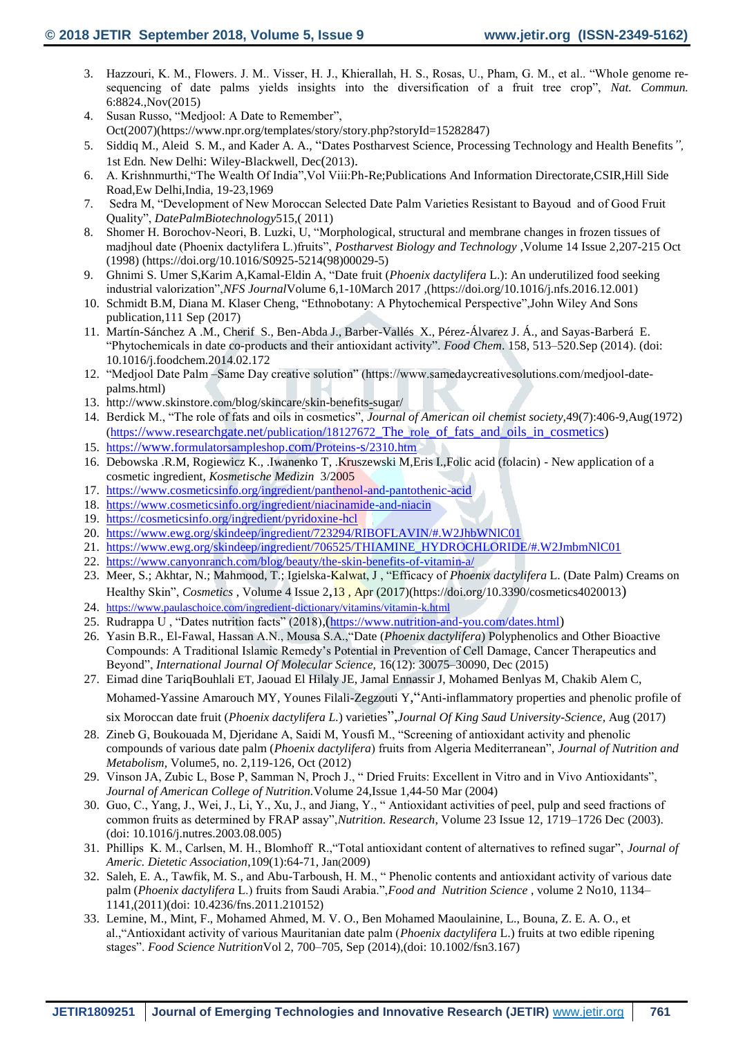3. Hazzouri, K. M., Flowers. J. M.. Visser, H. J., Khierallah, H. S., Rosas, U., Pham, G. M., et al.. "Whole genome re-sequencing of date palms yields insights into the diversification of a fruit tree crop", *Nat. Commun.* 6:8824.,Nov(2015)
4. Susan Russo, "Medjool: A Date to Remember", Oct(2007)(https://www.npr.org/templates/story/story.php?storyId=15282847)
5. Siddiq M., Aleid S. M., and Kader A. A., "Dates Postharvest Science, Processing Technology and Health Benefits*",* 1st Edn. New Delhi: Wiley-Blackwell, Dec(2013).
6. A. Krishnmurthi,"The Wealth Of India",Vol Viii:Ph-Re;Publications And Information Directorate,CSIR,Hill Side Road,Ew Delhi,India, 19-23,1969
7. Sedra M, "Development of New Moroccan Selected Date Palm Varieties Resistant to Bayoud and of Good Fruit Quality", *DatePalmBiotechnology*515,( 2011)
8. Shomer H. Borochov-Neori, B. Luzki, U, "Morphological, structural and membrane changes in frozen tissues of madjhoul date (Phoenix dactylifera L.)fruits", *Postharvest Biology and Technology* ,Volume 14 Issue 2,207-215 Oct (1998) (https://doi.org/10.1016/S0925-5214(98)00029-5)
9. Ghnimi S. Umer S,Karim A,Kamal-Eldin A, "Date fruit (*Phoenix dactylifera* L.): An underutilized food seeking industrial valorization",*NFS Journal*Volume 6,1-10March 2017 ,(https://doi.org/10.1016/j.nfs.2016.12.001)
10. Schmidt B.M, Diana M. Klaser Cheng, "Ethnobotany: A Phytochemical Perspective",John Wiley And Sons publication,111 Sep (2017)
11. Martín-Sánchez A .M., Cherif S., Ben-Abda J., Barber-Vallés X., Pérez-Álvarez J. Á., and Sayas-Barberá E. "Phytochemicals in date co-products and their antioxidant activity". *Food Chem*. 158, 513–520.Sep (2014). (doi: 10.1016/j.foodchem.2014.02.172
12. "Medjool Date Palm –Same Day creative solution" (https://www.samedaycreativesolutions.com/medjool-date-palms.html)
13. http://www.skinstore.com/blog/skincare/skin-benefits-sugar/
14. Berdick M., "The role of fats and oils in cosmetics", *Journal of American oil chemist society*,49(7):406-9,Aug(1972) (https://www.researchgate.net/publication/18127672_The_role_of_fats_and_oils_in_cosmetics)
15. https://www.formulatorsampleshop.com/Proteins-s/2310.htm
16. Debowska .R.M, Rogiewicz K., .Iwanenko T, .Kruszewski M,Eris I.,Folic acid (folacin) - New application of a cosmetic ingredient, *Kosmetische Medizin* 3/2005
17. https://www.cosmeticsinfo.org/ingredient/panthenol-and-pantothenic-acid
18. https://www.cosmeticsinfo.org/ingredient/niacinamide-and-niacin
19. https://cosmeticsinfo.org/ingredient/pyridoxine-hcl
20. https://www.ewg.org/skindeep/ingredient/723294/RIBOFLAVIN/#.W2JhbWNlC01
21. https://www.ewg.org/skindeep/ingredient/706525/THIAMINE_HYDROCHLORIDE/#.W2JmbmNlC01
22. https://www.canyonranch.com/blog/beauty/the-skin-benefits-of-vitamin-a/
23. Meer, S.; Akhtar, N.; Mahmood, T.; Igielska-Kalwat, J , "Efficacy of *Phoenix dactylifera* L. (Date Palm) Creams on Healthy Skin", *Cosmetics* , Volume 4 Issue 2,13 , Apr (2017)(https://doi.org/10.3390/cosmetics4020013)
24. https://www.paulaschoice.com/ingredient-dictionary/vitamins/vitamin-k.html
25. Rudrappa U , "Dates nutrition facts" (2018),(https://www.nutrition-and-you.com/dates.html)
26. Yasin B.R., El-Fawal, Hassan A.N., Mousa S.A.,"Date (*Phoenix dactylifera*) Polyphenolics and Other Bioactive Compounds: A Traditional Islamic Remedy's Potential in Prevention of Cell Damage, Cancer Therapeutics and Beyond", *International Journal Of Molecular Science*, 16(12): 30075–30090, Dec (2015)
27. Eimad dine TariqBouhlali ET, Jaouad El Hilaly JE, Jamal Ennassir J, Mohamed Benlyas M, Chakib Alem C, Mohamed-Yassine Amarouch MY, Younes Filali-Zegzouti Y,"Anti-inflammatory properties and phenolic profile of six Moroccan date fruit (*Phoenix dactylifera L.*) varieties",*Journal Of King Saud University-Science,* Aug (2017)
28. Zineb G, Boukouada M, Djeridane A, Saidi M, Yousfi M., "Screening of antioxidant activity and phenolic compounds of various date palm (*Phoenix dactylifera*) fruits from Algeria Mediterranean", *Journal of Nutrition and Metabolism*, Volume5, no. 2,119-126, Oct (2012)
29. Vinson JA, Zubic L, Bose P, Samman N, Proch J., " Dried Fruits: Excellent in Vitro and in Vivo Antioxidants", *Journal of American College of Nutrition.*Volume 24,Issue 1,44-50 Mar (2004)
30. Guo, C., Yang, J., Wei, J., Li, Y., Xu, J., and Jiang, Y., " Antioxidant activities of peel, pulp and seed fractions of common fruits as determined by FRAP assay",*Nutrition. Research*, Volume 23 Issue 12, 1719–1726 Dec (2003). (doi: 10.1016/j.nutres.2003.08.005)
31. Phillips K. M., Carlsen, M. H., Blomhoff R.,"Total antioxidant content of alternatives to refined sugar", *Journal of Americ. Dietetic Association*,109(1):64-71, Jan(2009)
32. Saleh, E. A., Tawfik, M. S., and Abu-Tarboush, H. M., " Phenolic contents and antioxidant activity of various date palm (*Phoenix dactylifera* L.) fruits from Saudi Arabia.",*Food and Nutrition Science* , volume 2 No10, 1134–1141,(2011)(doi: 10.4236/fns.2011.210152)
33. Lemine, M., Mint, F., Mohamed Ahmed, M. V. O., Ben Mohamed Maoulainine, L., Bouna, Z. E. A. O., et al.,"Antioxidant activity of various Mauritanian date palm (*Phoenix dactylifera* L.) fruits at two edible ripening stages". *Food Science Nutrition*Vol 2, 700–705, Sep (2014),(doi: 10.1002/fsn3.167)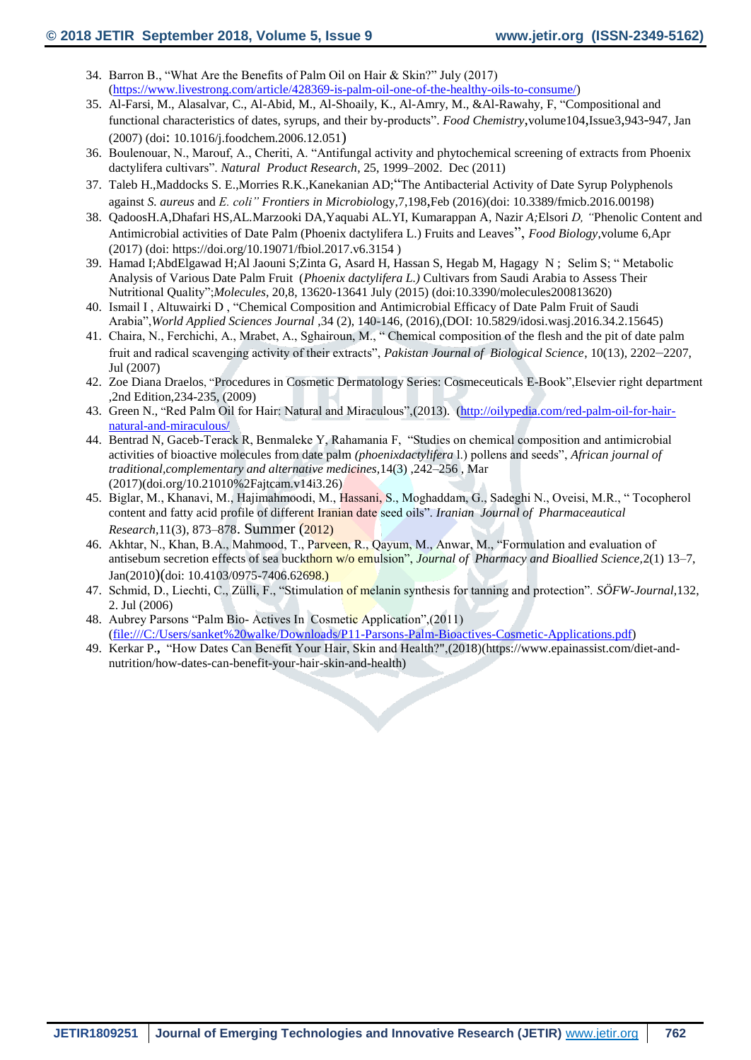34. Barron B., "What Are the Benefits of Palm Oil on Hair & Skin?" July (2017) (https://www.livestrong.com/article/428369-is-palm-oil-one-of-the-healthy-oils-to-consume/)
35. Al-Farsi, M., Alasalvar, C., Al-Abid, M., Al-Shoaily, K., Al-Amry, M., &Al-Rawahy, F, "Compositional and functional characteristics of dates, syrups, and their by-products". *Food Chemistry*,volume104,Issue3,943-947, Jan (2007) (doi: 10.1016/j.foodchem.2006.12.051)
36. Boulenouar, N., Marouf, A., Cheriti, A. "Antifungal activity and phytochemical screening of extracts from Phoenix dactylifera cultivars". *Natural Product Research*, 25, 1999–2002. Dec (2011)
37. Taleb H.,Maddocks S. E.,Morries R.K.,Kanekanian AD;"The Antibacterial Activity of Date Syrup Polyphenols against *S. aureus* and *E. coli" Frontiers in Microbiol*ogy,7,198,Feb (2016)(doi: 10.3389/fmicb.2016.00198)
38. QadoosH.A,Dhafari HS,AL.Marzooki DA,Yaquabi AL.YI, Kumarappan A, Nazir *A;*Elsori *D, "*Phenolic Content and Antimicrobial activities of Date Palm (Phoenix dactylifera L.) Fruits and Leaves", *Food Biology*,volume 6,Apr (2017) (doi: https://doi.org/10.19071/fbiol.2017.v6.3154 )
39. Hamad I;AbdElgawad H;Al Jaouni S;Zinta G, Asard H, Hassan S, Hegab M, Hagagy N ; Selim S; " Metabolic Analysis of Various Date Palm Fruit (*Phoenix dactylifera L.)* Cultivars from Saudi Arabia to Assess Their Nutritional Quality";*Molecules*, 20,8, 13620-13641 July (2015) (doi:10.3390/molecules200813620)
40. Ismail I , Altuwairki D , "Chemical Composition and Antimicrobial Efficacy of Date Palm Fruit of Saudi Arabia",*World Applied Sciences Journal* ,34 (2), 140-146, (2016),(DOI: 10.5829/idosi.wasj.2016.34.2.15645)
41. Chaira, N., Ferchichi, A., Mrabet, A., Sghairoun, M., " Chemical composition of the flesh and the pit of date palm fruit and radical scavenging activity of their extracts", *Pakistan Journal of Biological Science*, 10(13), 2202–2207, Jul (2007)
42. Zoe Diana Draelos, "Procedures in Cosmetic Dermatology Series: Cosmeceuticals E-Book",Elsevier right department ,2nd Edition,234-235, (2009)
43. Green N., "Red Palm Oil for Hair: Natural and Miraculous",(2013). (http://oilypedia.com/red-palm-oil-for-hair-natural-and-miraculous/
44. Bentrad N, Gaceb-Terack R, Benmaleke Y, Rahamania F, "Studies on chemical composition and antimicrobial activities of bioactive molecules from date palm *(phoenixdactylifera* l.) pollens and seeds", *African journal of traditional,complementary and alternative medicines*,14(3) ,242–256 , Mar (2017)(doi.org/10.21010%2Fajtcam.v14i3.26)
45. Biglar, M., Khanavi, M., Hajimahmoodi, M., Hassani, S., Moghaddam, G., Sadeghi N., Oveisi, M.R., " Tocopherol content and fatty acid profile of different Iranian date seed oils". *Iranian Journal of Pharmaceautical Research*,11(3), 873–878. Summer (2012)
46. Akhtar, N., Khan, B.A., Mahmood, T., Parveen, R., Qayum, M., Anwar, M., "Formulation and evaluation of antisebum secretion effects of sea buckthorn w/o emulsion", *Journal of Pharmacy and Bioallied Science*,2(1) 13–7, Jan(2010)(doi: 10.4103/0975-7406.62698.)
47. Schmid, D., Liechti, C., Zülli, F., "Stimulation of melanin synthesis for tanning and protection". *SÖFW-Journal*,132, 2. Jul (2006)
48. Aubrey Parsons "Palm Bio- Actives In Cosmetic Application",(2011) (file:///C:/Users/sanket%20walke/Downloads/P11-Parsons-Palm-Bioactives-Cosmetic-Applications.pdf)
49. Kerkar P., "How Dates Can Benefit Your Hair, Skin and Health?",(2018)(https://www.epainassist.com/diet-and-nutrition/how-dates-can-benefit-your-hair-skin-and-health)